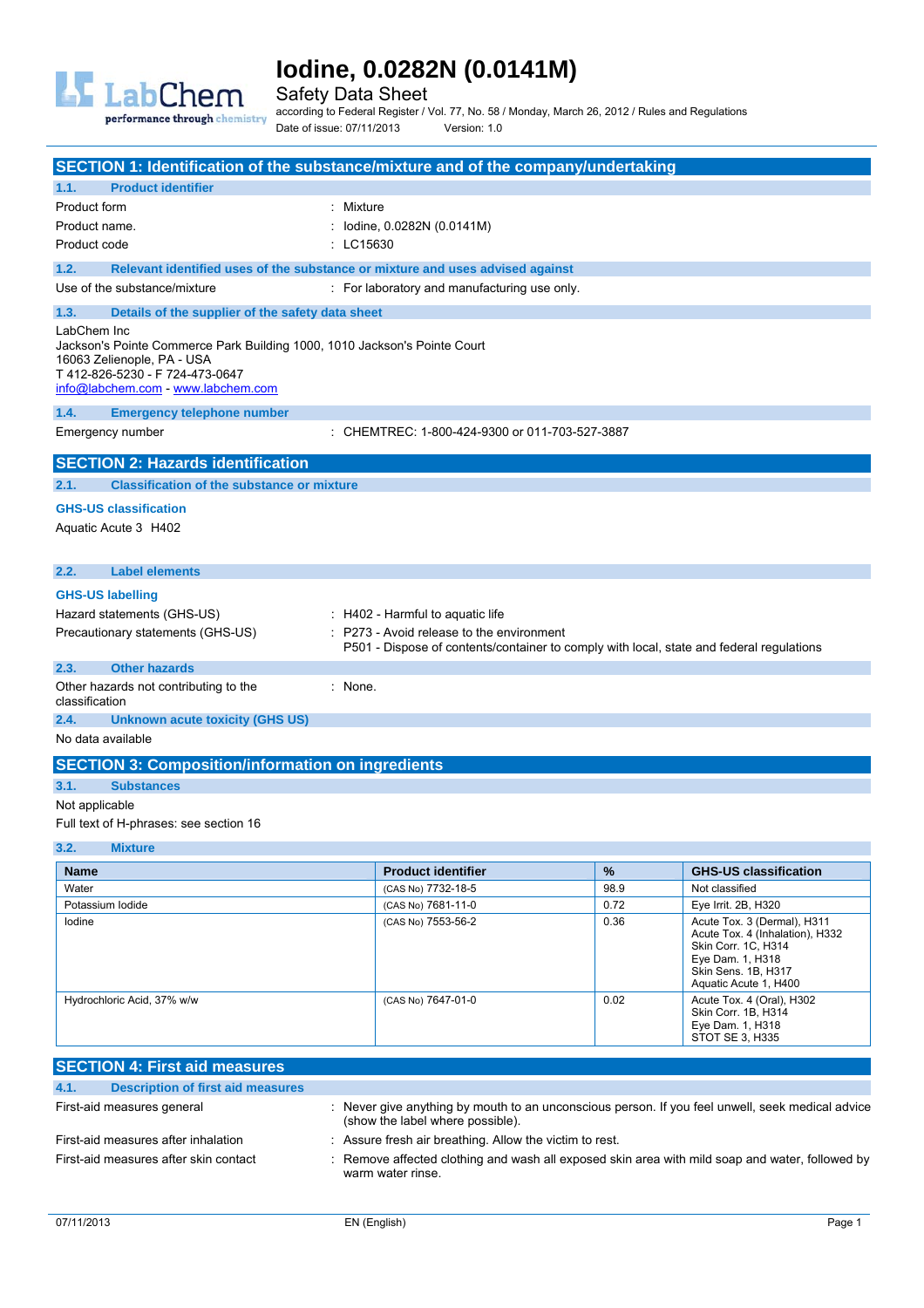# Iodine, 0.0282N (0.0141M)

Safety Data Sheet

according to Federal Register / Vol. 77, No. 58 / Monday, March 26, 2012 / Rules and Regulations

Date of issue: 07/11/2013 Version: 1.0

## SECTION 1: Identification of the substance/mixture and of the company/undertaking

### 1.1. Product identifier

| | |
|---|---|
| Product form | : Mixture |
| Product name. | : Iodine, 0.0282N (0.0141M) |
| Product code | : LC15630 |

### 1.2. Relevant identified uses of the substance or mixture and uses advised against

| | |
|---|---|
| Use of the substance/mixture | : For laboratory and manufacturing use only. |

### 1.3. Details of the supplier of the safety data sheet

LabChem Inc
Jackson's Pointe Commerce Park Building 1000, 1010 Jackson's Pointe Court
16063 Zelienople, PA - USA
T 412-826-5230 - F 724-473-0647
info@labchem.com - www.labchem.com

### 1.4. Emergency telephone number

| | |
|---|---|
| Emergency number | : CHEMTREC: 1-800-424-9300 or 011-703-527-3887 |

## SECTION 2: Hazards identification

### 2.1. Classification of the substance or mixture

**GHS-US classification**

Aquatic Acute 3 H402

### 2.2. Label elements

**GHS-US labelling**

| | |
|---|---|
| Hazard statements (GHS-US) | : H402 - Harmful to aquatic life |
| Precautionary statements (GHS-US) | : P273 - Avoid release to the environment<br>P501 - Dispose of contents/container to comply with local, state and federal regulations |

### 2.3. Other hazards

| | |
|---|---|
| Other hazards not contributing to the classification | : None. |

### 2.4. Unknown acute toxicity (GHS US)

No data available

## SECTION 3: Composition/information on ingredients

### 3.1. Substances

Not applicable

Full text of H-phrases: see section 16

### 3.2. Mixture

| Name | Product identifier | % | GHS-US classification |
|---|---|---|---|
| Water | (CAS No) 7732-18-5 | 98.9 | Not classified |
| Potassium Iodide | (CAS No) 7681-11-0 | 0.72 | Eye Irrit. 2B, H320 |
| Iodine | (CAS No) 7553-56-2 | 0.36 | Acute Tox. 3 (Dermal), H311<br>Acute Tox. 4 (Inhalation), H332<br>Skin Corr. 1C, H314<br>Eye Dam. 1, H318<br>Skin Sens. 1B, H317<br>Aquatic Acute 1, H400 |
| Hydrochloric Acid, 37% w/w | (CAS No) 7647-01-0 | 0.02 | Acute Tox. 4 (Oral), H302<br>Skin Corr. 1B, H314<br>Eye Dam. 1, H318<br>STOT SE 3, H335 |

## SECTION 4: First aid measures

### 4.1. Description of first aid measures

| | |
|---|---|
| First-aid measures general | : Never give anything by mouth to an unconscious person. If you feel unwell, seek medical advice (show the label where possible). |
| First-aid measures after inhalation | : Assure fresh air breathing. Allow the victim to rest. |
| First-aid measures after skin contact | : Remove affected clothing and wash all exposed skin area with mild soap and water, followed by warm water rinse. |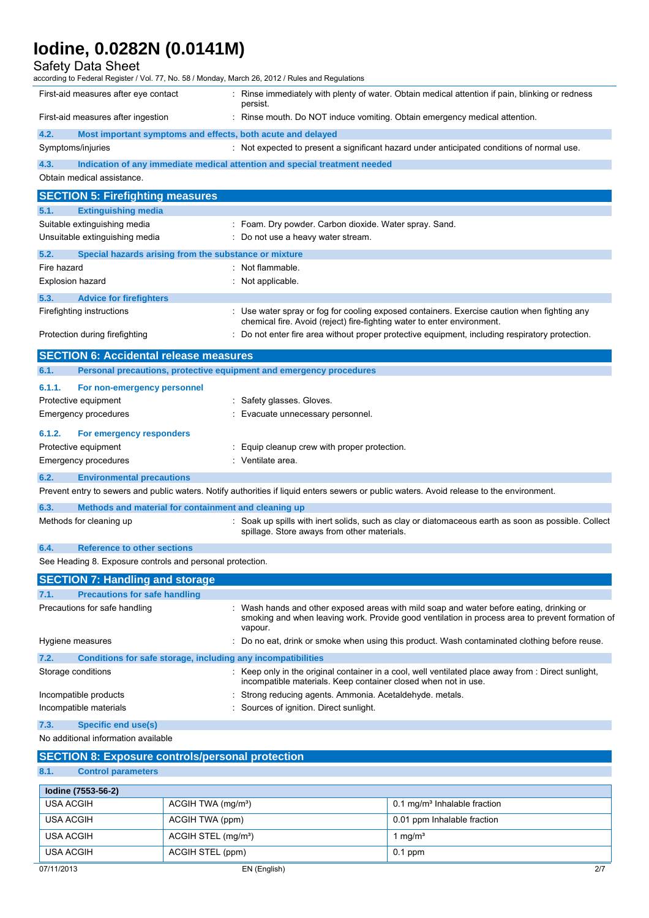| | |
|---|---|
| First-aid measures after eye contact | : Rinse immediately with plenty of water. Obtain medical attention if pain, blinking or redness persist. |
| First-aid measures after ingestion | : Rinse mouth. Do NOT induce vomiting. Obtain emergency medical attention. |

### 4.2. Most important symptoms and effects, both acute and delayed

| | |
|---|---|
| Symptoms/injuries | : Not expected to present a significant hazard under anticipated conditions of normal use. |

### 4.3. Indication of any immediate medical attention and special treatment needed

Obtain medical assistance.

## SECTION 5: Firefighting measures

### 5.1. Extinguishing media

| | |
|---|---|
| Suitable extinguishing media | : Foam. Dry powder. Carbon dioxide. Water spray. Sand. |
| Unsuitable extinguishing media | : Do not use a heavy water stream. |

### 5.2. Special hazards arising from the substance or mixture

| | |
|---|---|
| Fire hazard | : Not flammable. |
| Explosion hazard | : Not applicable. |

### 5.3. Advice for firefighters

| | |
|---|---|
| Firefighting instructions | : Use water spray or fog for cooling exposed containers. Exercise caution when fighting any chemical fire. Avoid (reject) fire-fighting water to enter environment. |
| Protection during firefighting | : Do not enter fire area without proper protective equipment, including respiratory protection. |

## SECTION 6: Accidental release measures

### 6.1. Personal precautions, protective equipment and emergency procedures

#### 6.1.1. For non-emergency personnel

| | |
|---|---|
| Protective equipment | : Safety glasses. Gloves. |
| Emergency procedures | : Evacuate unnecessary personnel. |

#### 6.1.2. For emergency responders

| | |
|---|---|
| Protective equipment | : Equip cleanup crew with proper protection. |
| Emergency procedures | : Ventilate area. |

### 6.2. Environmental precautions

Prevent entry to sewers and public waters. Notify authorities if liquid enters sewers or public waters. Avoid release to the environment.

### 6.3. Methods and material for containment and cleaning up

| | |
|---|---|
| Methods for cleaning up | : Soak up spills with inert solids, such as clay or diatomaceous earth as soon as possible. Collect spillage. Store aways from other materials. |

### 6.4. Reference to other sections

See Heading 8. Exposure controls and personal protection.

## SECTION 7: Handling and storage

### 7.1. Precautions for safe handling

| | |
|---|---|
| Precautions for safe handling | : Wash hands and other exposed areas with mild soap and water before eating, drinking or smoking and when leaving work. Provide good ventilation in process area to prevent formation of vapour. |
| Hygiene measures | : Do no eat, drink or smoke when using this product. Wash contaminated clothing before reuse. |

### 7.2. Conditions for safe storage, including any incompatibilities

| | |
|---|---|
| Storage conditions | : Keep only in the original container in a cool, well ventilated place away from : Direct sunlight, incompatible materials. Keep container closed when not in use. |
| Incompatible products | : Strong reducing agents. Ammonia. Acetaldehyde. metals. |
| Incompatible materials | : Sources of ignition. Direct sunlight. |

### 7.3. Specific end use(s)

No additional information available

## SECTION 8: Exposure controls/personal protection

### 8.1. Control parameters

| Iodine (7553-56-2) | | |
|---|---|---|
| USA ACGIH | ACGIH TWA (mg/m³) | 0.1 mg/m³ Inhalable fraction |
| USA ACGIH | ACGIH TWA (ppm) | 0.01 ppm Inhalable fraction |
| USA ACGIH | ACGIH STEL (mg/m³) | 1 mg/m³ |
| USA ACGIH | ACGIH STEL (ppm) | 0.1 ppm |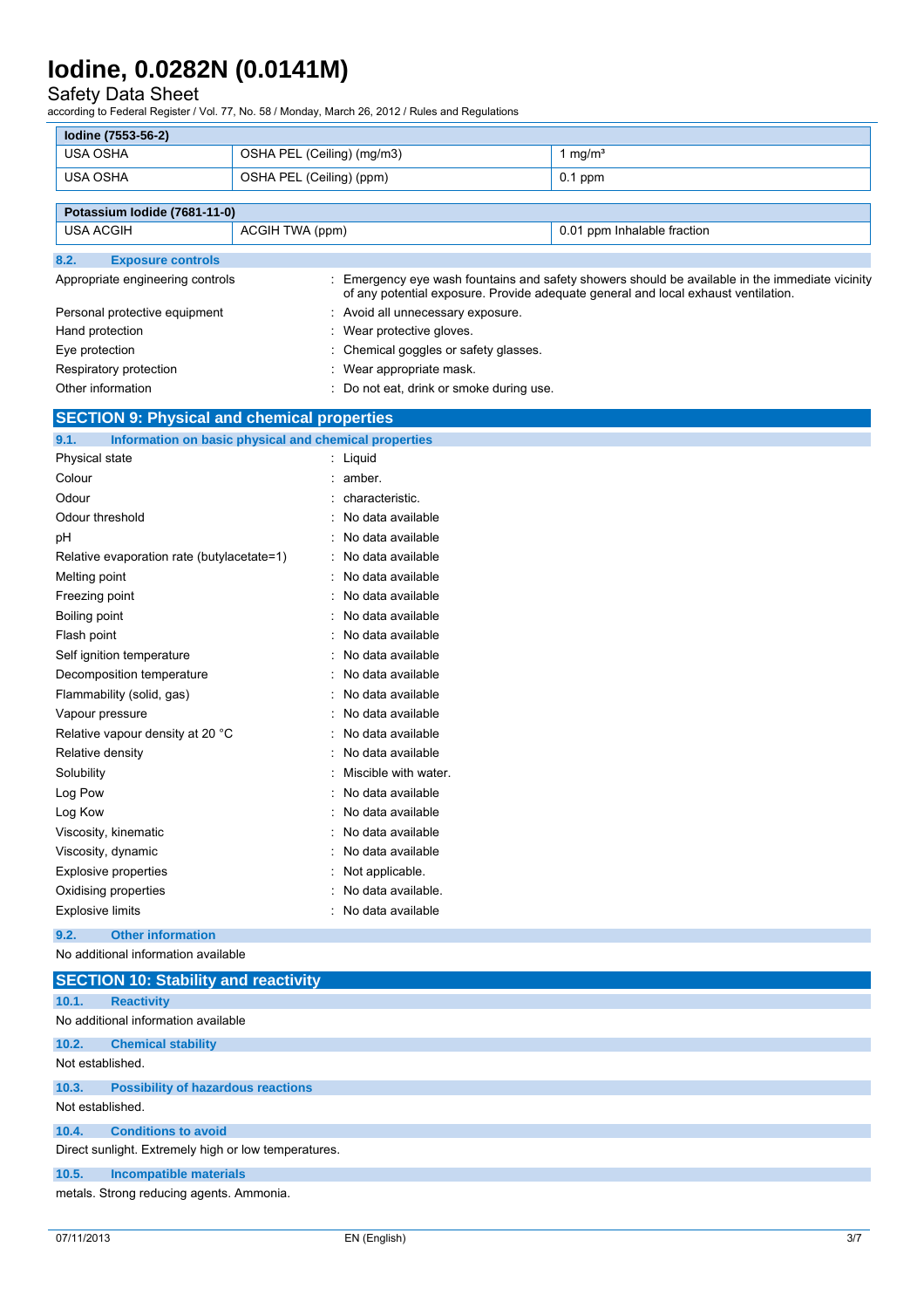| Iodine (7553-56-2) | | |
|---|---|---|
| USA OSHA | OSHA PEL (Ceiling) (mg/m3) | 1 mg/m³ |
| USA OSHA | OSHA PEL (Ceiling) (ppm) | 0.1 ppm |

| Potassium Iodide (7681-11-0) | | |
|---|---|---|
| USA ACGIH | ACGIH TWA (ppm) | 0.01 ppm Inhalable fraction |

### 8.2. Exposure controls

Appropriate engineering controls : Emergency eye wash fountains and safety showers should be available in the immediate vicinity of any potential exposure. Provide adequate general and local exhaust ventilation.

Personal protective equipment : Avoid all unnecessary exposure.

Hand protection : Wear protective gloves.

Eye protection : Chemical goggles or safety glasses.

Respiratory protection : Wear appropriate mask.

Other information : Do not eat, drink or smoke during use.

## SECTION 9: Physical and chemical properties

### 9.1. Information on basic physical and chemical properties

Physical state : Liquid

Colour : amber.

Odour : characteristic.

Odour threshold : No data available

pH : No data available

Relative evaporation rate (butylacetate=1) : No data available

Melting point : No data available

Freezing point : No data available

Boiling point : No data available

Flash point : No data available

Self ignition temperature : No data available

Decomposition temperature : No data available

Flammability (solid, gas) : No data available

Vapour pressure : No data available

Relative vapour density at 20 °C : No data available

Relative density : No data available

Solubility : Miscible with water.

Log Pow : No data available

Log Kow : No data available

Viscosity, kinematic : No data available

Viscosity, dynamic : No data available

Explosive properties : Not applicable.

Oxidising properties : No data available.

Explosive limits : No data available

### 9.2. Other information

No additional information available

## SECTION 10: Stability and reactivity

### 10.1. Reactivity

No additional information available

### 10.2. Chemical stability

Not established.

### 10.3. Possibility of hazardous reactions

Not established.

### 10.4. Conditions to avoid

Direct sunlight. Extremely high or low temperatures.

### 10.5. Incompatible materials

metals. Strong reducing agents. Ammonia.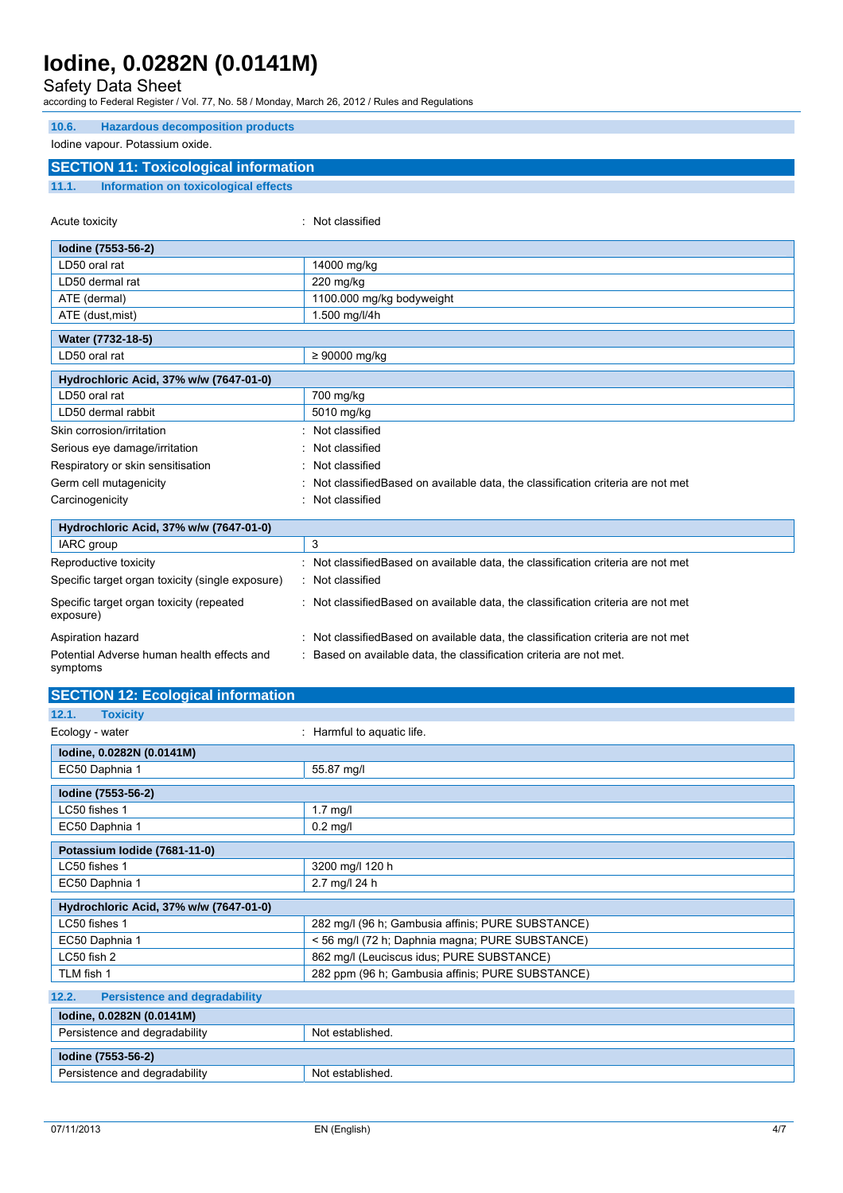### 10.6. Hazardous decomposition products

Iodine vapour. Potassium oxide.

## SECTION 11: Toxicological information

### 11.1. Information on toxicological effects

Acute toxicity : Not classified

| Iodine (7553-56-2) | |
|---|---|
| LD50 oral rat | 14000 mg/kg |
| LD50 dermal rat | 220 mg/kg |
| ATE (dermal) | 1100.000 mg/kg bodyweight |
| ATE (dust,mist) | 1.500 mg/l/4h |

| Water (7732-18-5) | |
|---|---|
| LD50 oral rat | ≥ 90000 mg/kg |

| Hydrochloric Acid, 37% w/w (7647-01-0) | |
|---|---|
| LD50 oral rat | 700 mg/kg |
| LD50 dermal rabbit | 5010 mg/kg |

Skin corrosion/irritation : Not classified

Serious eye damage/irritation : Not classified

Respiratory or skin sensitisation : Not classified

Germ cell mutagenicity : Not classifiedBased on available data, the classification criteria are not met

Carcinogenicity : Not classified

| Hydrochloric Acid, 37% w/w (7647-01-0) | |
|---|---|
| IARC group | 3 |

Reproductive toxicity : Not classifiedBased on available data, the classification criteria are not met

Specific target organ toxicity (single exposure) : Not classified

Specific target organ toxicity (repeated exposure) : Not classifiedBased on available data, the classification criteria are not met

Aspiration hazard : Not classifiedBased on available data, the classification criteria are not met

Potential Adverse human health effects and symptoms : Based on available data, the classification criteria are not met.

## SECTION 12: Ecological information

### 12.1. Toxicity

Ecology - water : Harmful to aquatic life.

| Iodine, 0.0282N (0.0141M) | |
|---|---|
| EC50 Daphnia 1 | 55.87 mg/l |

| Iodine (7553-56-2) | |
|---|---|
| LC50 fishes 1 | 1.7 mg/l |
| EC50 Daphnia 1 | 0.2 mg/l |

| Potassium Iodide (7681-11-0) | |
|---|---|
| LC50 fishes 1 | 3200 mg/l 120 h |
| EC50 Daphnia 1 | 2.7 mg/l 24 h |

| Hydrochloric Acid, 37% w/w (7647-01-0) | |
|---|---|
| LC50 fishes 1 | 282 mg/l (96 h; Gambusia affinis; PURE SUBSTANCE) |
| EC50 Daphnia 1 | < 56 mg/l (72 h; Daphnia magna; PURE SUBSTANCE) |
| LC50 fish 2 | 862 mg/l (Leuciscus idus; PURE SUBSTANCE) |
| TLM fish 1 | 282 ppm (96 h; Gambusia affinis; PURE SUBSTANCE) |

### 12.2. Persistence and degradability

| Iodine, 0.0282N (0.0141M) | |
|---|---|
| Persistence and degradability | Not established. |

| Iodine (7553-56-2) | |
|---|---|
| Persistence and degradability | Not established. |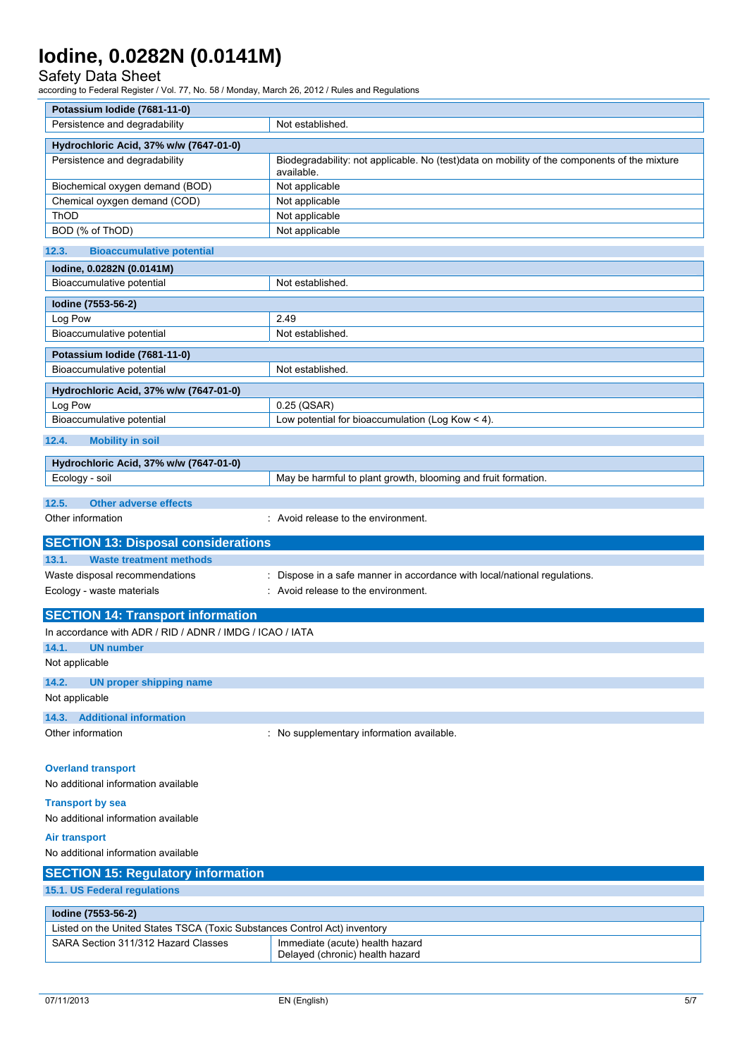| Potassium Iodide (7681-11-0) | |
|---|---|
| Persistence and degradability | Not established. |

| Hydrochloric Acid, 37% w/w (7647-01-0) | |
|---|---|
| Persistence and degradability | Biodegradability: not applicable. No (test)data on mobility of the components of the mixture available. |
| Biochemical oxygen demand (BOD) | Not applicable |
| Chemical oyxgen demand (COD) | Not applicable |
| ThOD | Not applicable |
| BOD (% of ThOD) | Not applicable |

### 12.3. Bioaccumulative potential

| Iodine, 0.0282N (0.0141M) | |
|---|---|
| Bioaccumulative potential | Not established. |

| Iodine (7553-56-2) | |
|---|---|
| Log Pow | 2.49 |
| Bioaccumulative potential | Not established. |

| Potassium Iodide (7681-11-0) | |
|---|---|
| Bioaccumulative potential | Not established. |

| Hydrochloric Acid, 37% w/w (7647-01-0) | |
|---|---|
| Log Pow | 0.25 (QSAR) |
| Bioaccumulative potential | Low potential for bioaccumulation (Log Kow < 4). |

### 12.4. Mobility in soil

| Hydrochloric Acid, 37% w/w (7647-01-0) | |
|---|---|
| Ecology - soil | May be harmful to plant growth, blooming and fruit formation. |

### 12.5. Other adverse effects

Other information : Avoid release to the environment.

## SECTION 13: Disposal considerations

### 13.1. Waste treatment methods

Waste disposal recommendations : Dispose in a safe manner in accordance with local/national regulations.

Ecology - waste materials : Avoid release to the environment.

## SECTION 14: Transport information

In accordance with ADR / RID / ADNR / IMDG / ICAO / IATA

### 14.1. UN number

Not applicable

### 14.2. UN proper shipping name

Not applicable

### 14.3. Additional information

Other information : No supplementary information available.

**Overland transport**

No additional information available

**Transport by sea**

No additional information available

**Air transport**

No additional information available

## SECTION 15: Regulatory information

### 15.1. US Federal regulations

| Iodine (7553-56-2) | |
|---|---|
| Listed on the United States TSCA (Toxic Substances Control Act) inventory | |
| SARA Section 311/312 Hazard Classes | Immediate (acute) health hazard<br>Delayed (chronic) health hazard |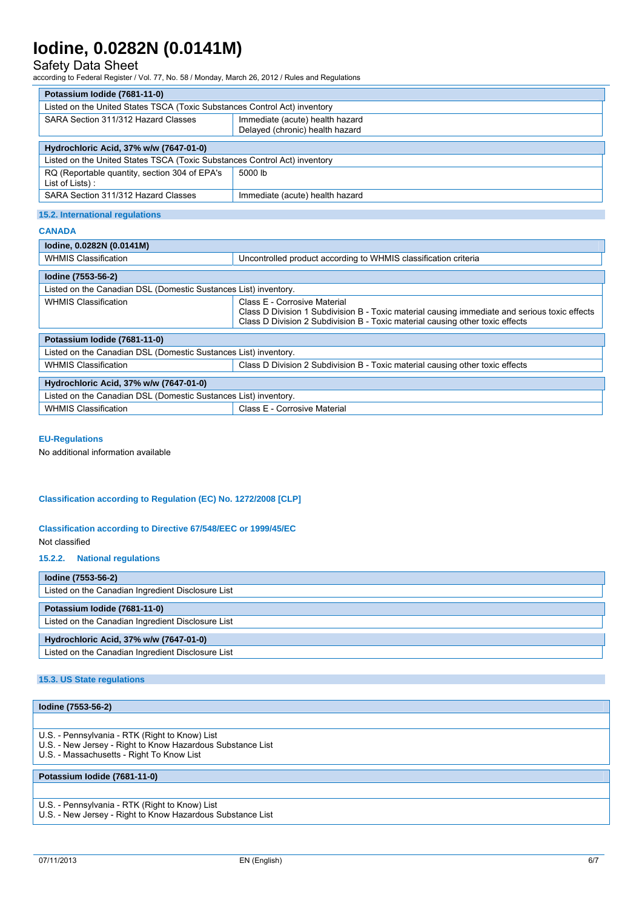| Potassium Iodide (7681-11-0) | |
|---|---|
| Listed on the United States TSCA (Toxic Substances Control Act) inventory | |
| SARA Section 311/312 Hazard Classes | Immediate (acute) health hazard<br>Delayed (chronic) health hazard |

| Hydrochloric Acid, 37% w/w (7647-01-0) | |
|---|---|
| Listed on the United States TSCA (Toxic Substances Control Act) inventory | |
| RQ (Reportable quantity, section 304 of EPA's List of Lists) : | 5000 lb |
| SARA Section 311/312 Hazard Classes | Immediate (acute) health hazard |

## 15.2. International regulations

### CANADA

| Iodine, 0.0282N (0.0141M) | |
|---|---|
| WHMIS Classification | Uncontrolled product according to WHMIS classification criteria |

| Iodine (7553-56-2) | |
|---|---|
| Listed on the Canadian DSL (Domestic Sustances List) inventory. | |
| WHMIS Classification | Class E - Corrosive Material<br>Class D Division 1 Subdivision B - Toxic material causing immediate and serious toxic effects<br>Class D Division 2 Subdivision B - Toxic material causing other toxic effects |

| Potassium Iodide (7681-11-0) | |
|---|---|
| Listed on the Canadian DSL (Domestic Sustances List) inventory. | |
| WHMIS Classification | Class D Division 2 Subdivision B - Toxic material causing other toxic effects |

| Hydrochloric Acid, 37% w/w (7647-01-0) | |
|---|---|
| Listed on the Canadian DSL (Domestic Sustances List) inventory. | |
| WHMIS Classification | Class E - Corrosive Material |

### EU-Regulations

No additional information available

### Classification according to Regulation (EC) No. 1272/2008 [CLP]

### Classification according to Directive 67/548/EEC or 1999/45/EC

Not classified

### 15.2.2. National regulations

| Iodine (7553-56-2) |
|---|
| Listed on the Canadian Ingredient Disclosure List |

| Potassium Iodide (7681-11-0) |
|---|
| Listed on the Canadian Ingredient Disclosure List |

| Hydrochloric Acid, 37% w/w (7647-01-0) |
|---|
| Listed on the Canadian Ingredient Disclosure List |

## 15.3. US State regulations

| Iodine (7553-56-2) |
|---|
| |
| U.S. - Pennsylvania - RTK (Right to Know) List<br>U.S. - New Jersey - Right to Know Hazardous Substance List<br>U.S. - Massachusetts - Right To Know List |

| Potassium Iodide (7681-11-0) |
|---|
| |
| U.S. - Pennsylvania - RTK (Right to Know) List<br>U.S. - New Jersey - Right to Know Hazardous Substance List |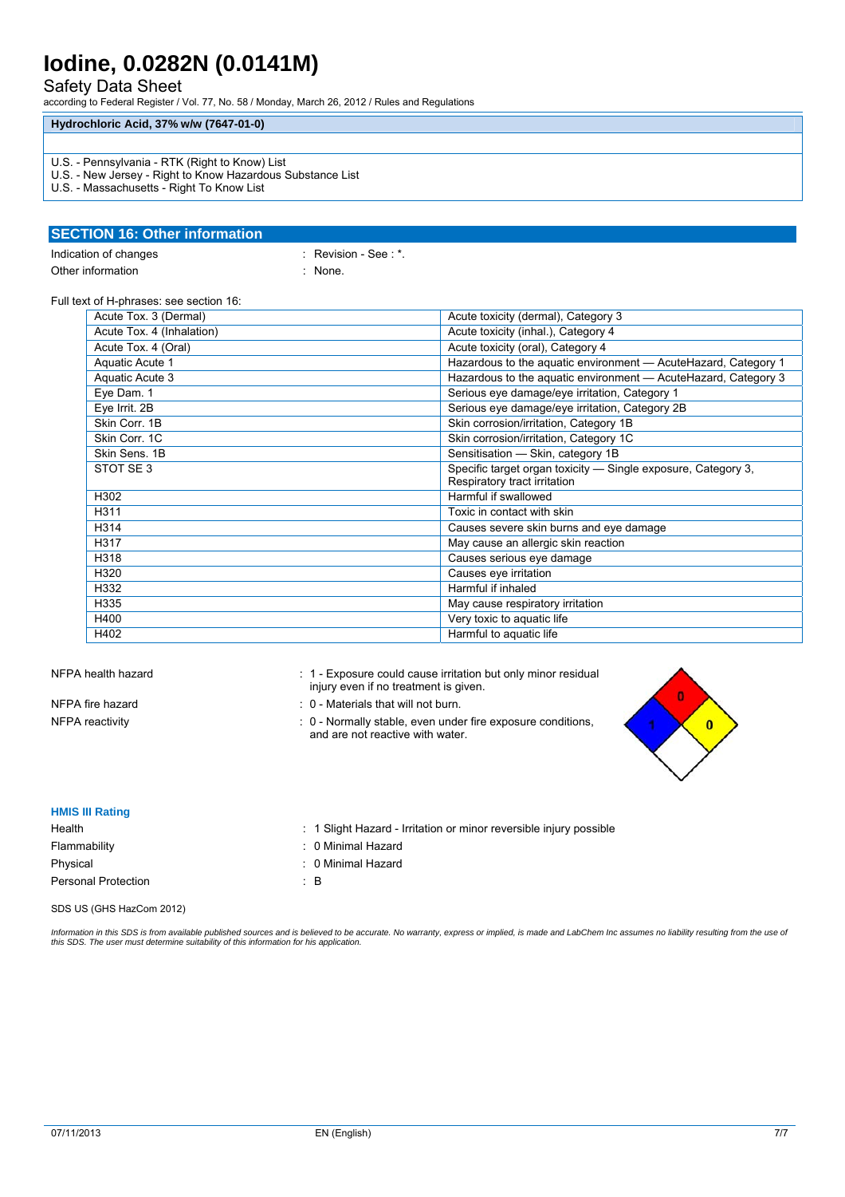| Hydrochloric Acid, 37% w/w (7647-01-0) |
| --- |
| |
| U.S. - Pennsylvania - RTK (Right to Know) List<br>U.S. - New Jersey - Right to Know Hazardous Substance List<br>U.S. - Massachusetts - Right To Know List |

## SECTION 16: Other information

Indication of changes : Revision - See : *.

Other information : None.

Full text of H-phrases: see section 16:

| | |
| --- | --- |
| Acute Tox. 3 (Dermal) | Acute toxicity (dermal), Category 3 |
| Acute Tox. 4 (Inhalation) | Acute toxicity (inhal.), Category 4 |
| Acute Tox. 4 (Oral) | Acute toxicity (oral), Category 4 |
| Aquatic Acute 1 | Hazardous to the aquatic environment — AcuteHazard, Category 1 |
| Aquatic Acute 3 | Hazardous to the aquatic environment — AcuteHazard, Category 3 |
| Eye Dam. 1 | Serious eye damage/eye irritation, Category 1 |
| Eye Irrit. 2B | Serious eye damage/eye irritation, Category 2B |
| Skin Corr. 1B | Skin corrosion/irritation, Category 1B |
| Skin Corr. 1C | Skin corrosion/irritation, Category 1C |
| Skin Sens. 1B | Sensitisation — Skin, category 1B |
| STOT SE 3 | Specific target organ toxicity — Single exposure, Category 3, Respiratory tract irritation |
| H302 | Harmful if swallowed |
| H311 | Toxic in contact with skin |
| H314 | Causes severe skin burns and eye damage |
| H317 | May cause an allergic skin reaction |
| H318 | Causes serious eye damage |
| H320 | Causes eye irritation |
| H332 | Harmful if inhaled |
| H335 | May cause respiratory irritation |
| H400 | Very toxic to aquatic life |
| H402 | Harmful to aquatic life |

NFPA health hazard : 1 - Exposure could cause irritation but only minor residual injury even if no treatment is given.

NFPA fire hazard : 0 - Materials that will not burn.

NFPA reactivity : 0 - Normally stable, even under fire exposure conditions, and are not reactive with water.

0

1

0

### HMIS III Rating

Health : 1 Slight Hazard - Irritation or minor reversible injury possible

Flammability : 0 Minimal Hazard

Physical : 0 Minimal Hazard

Personal Protection : B

SDS US (GHS HazCom 2012)

*Information in this SDS is from available published sources and is believed to be accurate. No warranty, express or implied, is made and LabChem Inc assumes no liability resulting from the use of this SDS. The user must determine suitability of this information for his application.*